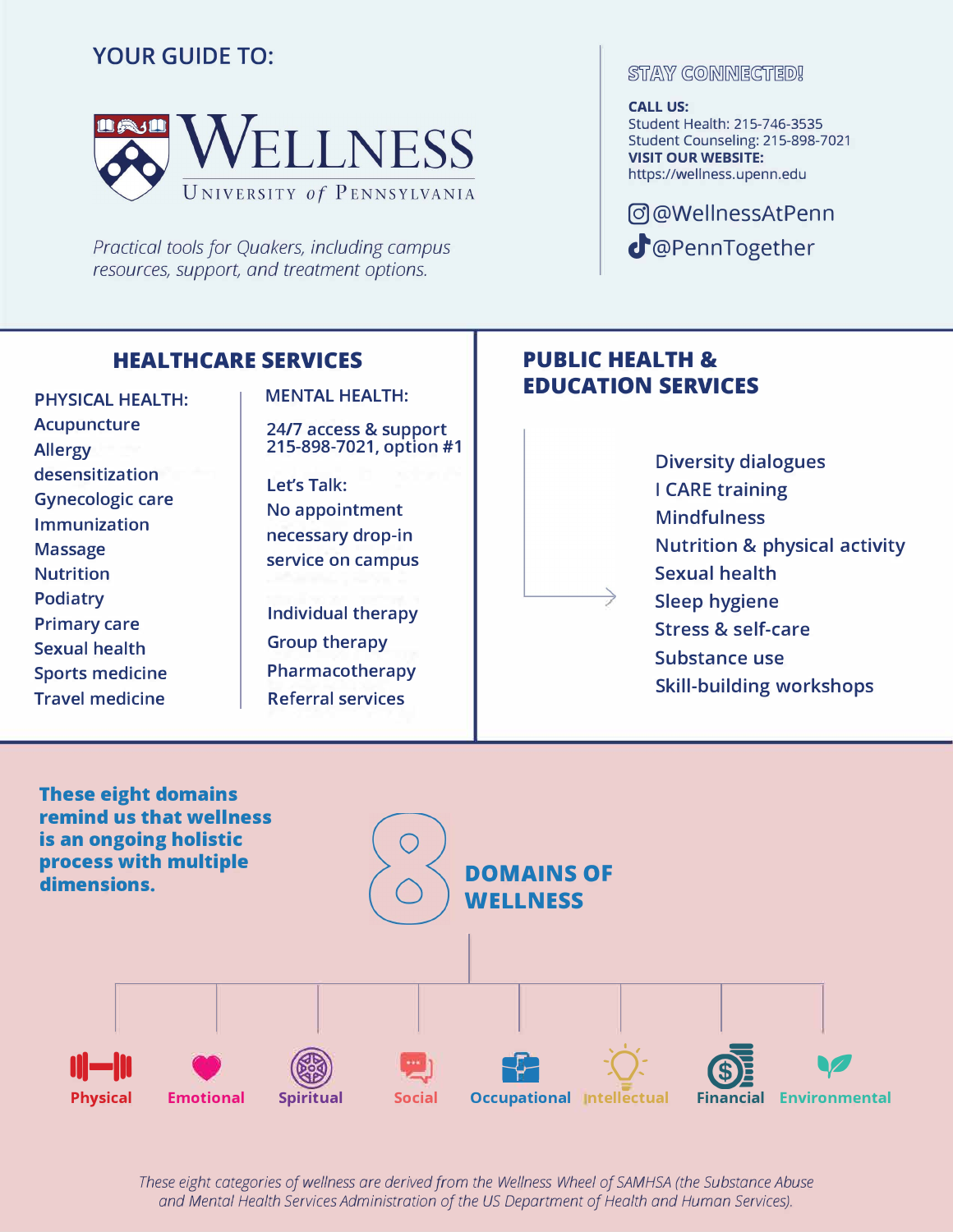YOUR GUIDE TO:

# WELLNESS
UNIVERSITY of PENNSYLVANIA

*Practical tools for Quakers, including campus resources, support, and treatment options.*

STAY CONNECTED!

**CALL US:**
Student Health: 215-746-3535
Student Counseling: 215-898-7021
**VISIT OUR WEBSITE:**
https://wellness.upenn.edu

@WellnessAtPenn
@PennTogether

## HEALTHCARE SERVICES

PHYSICAL HEALTH:

- Acupuncture
- Allergy desensitization
- Gynecologic care
- Immunization
- Massage
- Nutrition
- Podiatry
- Primary care
- Sexual health
- Sports medicine
- Travel medicine

MENTAL HEALTH:

24/7 access & support
215-898-7021, option #1

Let's Talk:
No appointment necessary drop-in service on campus

- Individual therapy
- Group therapy
- Pharmacotherapy
- Referral services

## PUBLIC HEALTH & EDUCATION SERVICES

- Diversity dialogues
- I CARE training
- Mindfulness
- Nutrition & physical activity
- Sexual health
- Sleep hygiene
- Stress & self-care
- Substance use
- Skill-building workshops

**These eight domains remind us that wellness is an ongoing holistic process with multiple dimensions.**

## 8 DOMAINS OF WELLNESS

- Physical
- Emotional
- Spiritual
- Social
- Occupational
- Intellectual
- Financial
- Environmental

*These eight categories of wellness are derived from the Wellness Wheel of SAMHSA (the Substance Abuse and Mental Health Services Administration of the US Department of Health and Human Services).*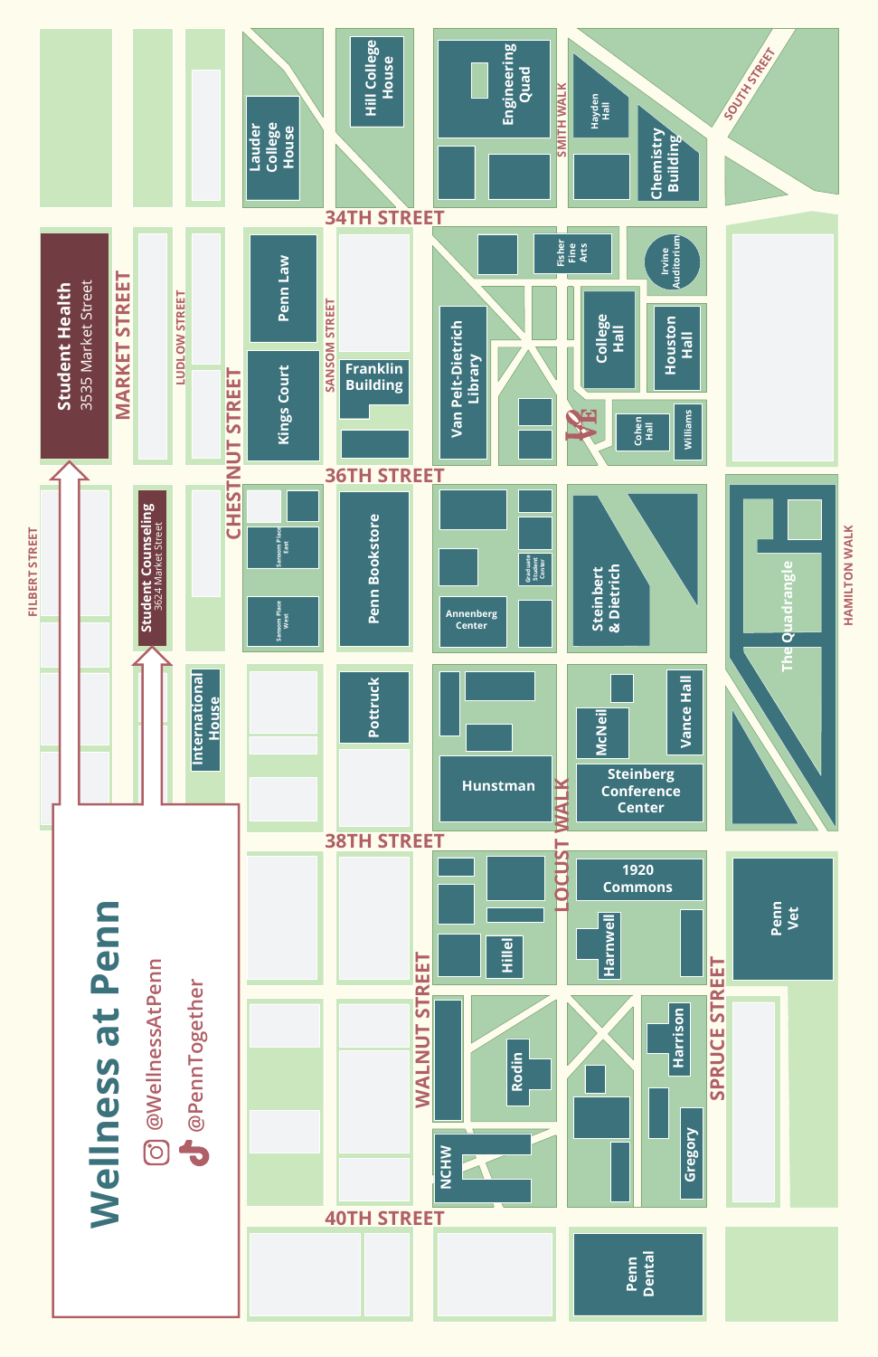# Wellness at Penn

@WellnessAtPenn

@PennTogether

**Student Health**
3535 Market Street

**Student Counseling**
3624 Market Street

MARKET STREET

FILBERT STREET

LUDLOW STREET

CHESTNUT STREET

SANSOM STREET

WALNUT STREET

LOCUST WALK

SPRUCE STREET

SMITH WALK

SOUTH STREET

HAMILTON WALK

34TH STREET

36TH STREET

38TH STREET

40TH STREET

Lauder College House

Hill College House

Engineering Quad

Hayden Hall

Chemistry Building

Penn Law

Kings Court

Franklin Building

Van Pelt-Dietrich Library

Fisher Fine Arts

Irvine Auditorium

College Hall

Houston Hall

Cohen Hall

Williams

Sansom Place East

Sansom Place West

Penn Bookstore

Annenberg Center

Graduate Student Center

Steinbert & Dietrich

The Quadrangle

International House

Pottruck

Hunstman

McNeil

Vance Hall

Steinberg Conference Center

1920 Commons

Hillel

Harnwell

Penn Vet

Rodin

Harrison

NCHW

Gregory

Penn Dental